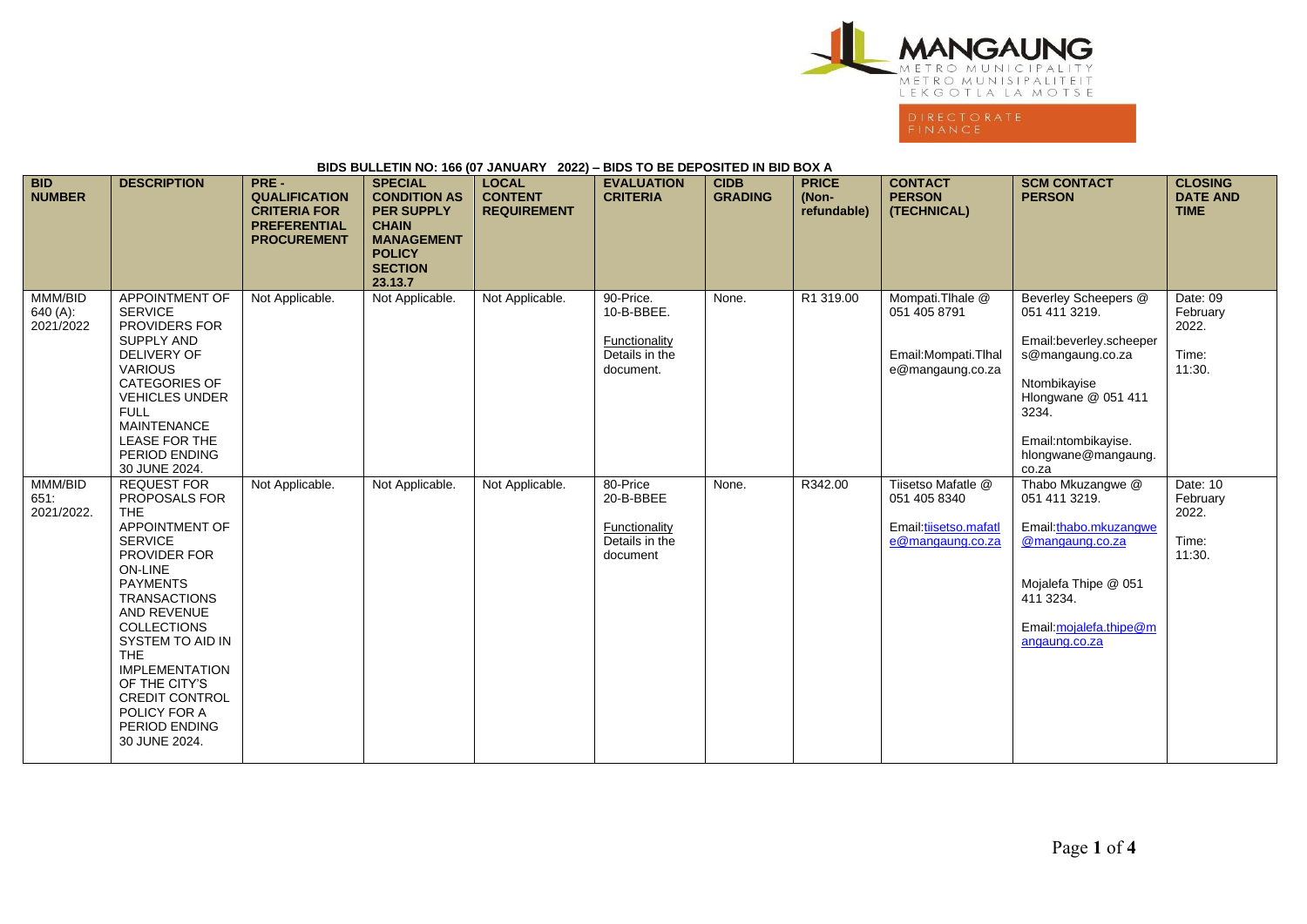MANGAUNG
METRO MUNICIPALITY
METRO MUNISIPALITEIT
LEKGOTLA LA MOTSE

DIRECTORATE
FINANCE

**BIDS BULLETIN NO: 166 (07 JANUARY 2022) – BIDS TO BE DEPOSITED IN BID BOX A**

| BID NUMBER | DESCRIPTION | PRE - QUALIFICATION CRITERIA FOR PREFERENTIAL PROCUREMENT | SPECIAL CONDITION AS PER SUPPLY CHAIN MANAGEMENT POLICY SECTION 23.13.7 | LOCAL CONTENT REQUIREMENT | EVALUATION CRITERIA | CIDB GRADING | PRICE (Non-refundable) | CONTACT PERSON (TECHNICAL) | SCM CONTACT PERSON | CLOSING DATE AND TIME |
|---|---|---|---|---|---|---|---|---|---|---|
| MMM/BID 640 (A): 2021/2022 | APPOINTMENT OF SERVICE PROVIDERS FOR SUPPLY AND DELIVERY OF VARIOUS CATEGORIES OF VEHICLES UNDER FULL MAINTENANCE LEASE FOR THE PERIOD ENDING 30 JUNE 2024. | Not Applicable. | Not Applicable. | Not Applicable. | 90-Price.<br>10-B-BBEE.<br><br>Functionality Details in the document. | None. | R1 319.00 | Mompati.Tlhale @ 051 405 8791<br><br>Email:Mompati.Tlhale@mangaung.co.za | Beverley Scheepers @ 051 411 3219.<br><br>Email:beverley.scheepers@mangaung.co.za<br><br>Ntombikayise Hlongwane @ 051 411 3234.<br><br>Email:ntombikayise.hlongwane@mangaung.co.za | Date: 09 February 2022.<br><br>Time: 11:30. |
| MMM/BID 651: 2021/2022. | REQUEST FOR PROPOSALS FOR THE APPOINTMENT OF SERVICE PROVIDER FOR ON-LINE PAYMENTS TRANSACTIONS AND REVENUE COLLECTIONS SYSTEM TO AID IN THE IMPLEMENTATION OF THE CITY'S CREDIT CONTROL POLICY FOR A PERIOD ENDING 30 JUNE 2024. | Not Applicable. | Not Applicable. | Not Applicable. | 80-Price<br>20-B-BBEE<br><br>Functionality Details in the document | None. | R342.00 | Tiisetso Mafatle @ 051 405 8340<br><br>Email:tiisetso.mafatle@mangaung.co.za | Thabo Mkuzangwe @ 051 411 3219.<br><br>Email:thabo.mkuzangwe@mangaung.co.za<br><br>Mojalefa Thipe @ 051 411 3234.<br><br>Email:mojalefa.thipe@mangaung.co.za | Date: 10 February 2022.<br><br>Time: 11:30. |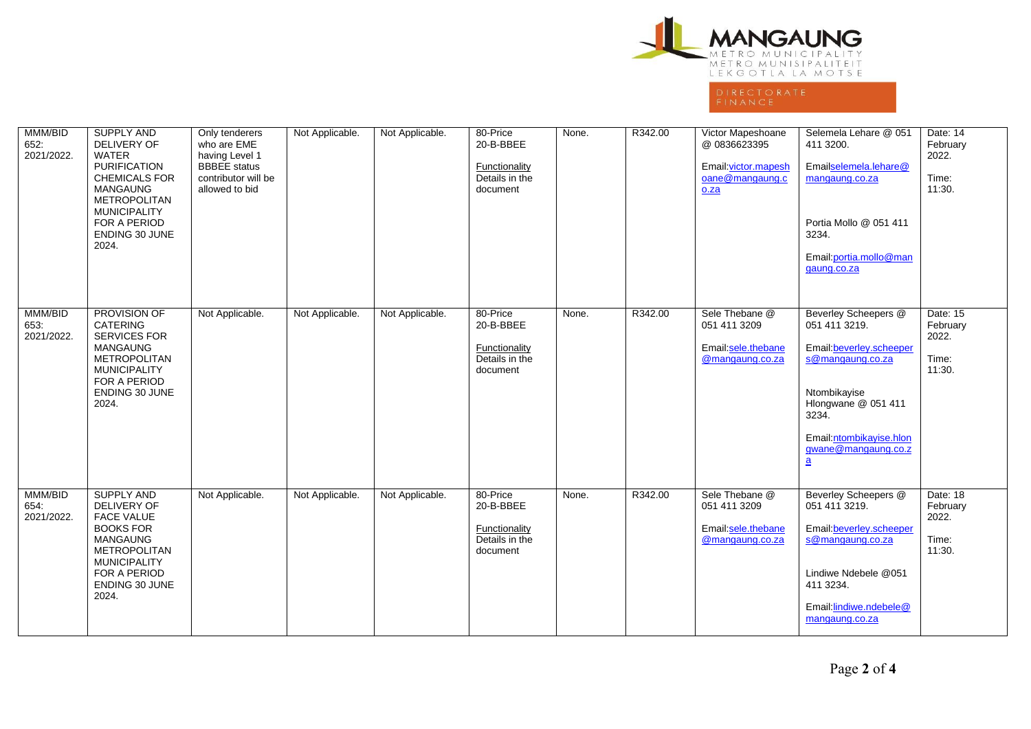| | | | | | | | | | | |
|---|---|---|---|---|---|---|---|---|---|---|
| MMM/BID 652: 2021/2022. | SUPPLY AND DELIVERY OF WATER PURIFICATION CHEMICALS FOR MANGAUNG METROPOLITAN MUNICIPALITY FOR A PERIOD ENDING 30 JUNE 2024. | Only tenderers who are EME having Level 1 BBBEE status contributor will be allowed to bid | Not Applicable. | Not Applicable. | 80-Price 20-B-BBEE Functionality Details in the document | None. | R342.00 | Victor Mapeshoane @ 0836623395 Email:victor.mapeshoane@mangaung.co.za | Selemela Lehare @ 051 411 3200. Emailselemela.lehare@mangaung.co.za Portia Mollo @ 051 411 3234. Email:portia.mollo@mangaung.co.za | Date: 14 February 2022. Time: 11:30. |
| MMM/BID 653: 2021/2022. | PROVISION OF CATERING SERVICES FOR MANGAUNG METROPOLITAN MUNICIPALITY FOR A PERIOD ENDING 30 JUNE 2024. | Not Applicable. | Not Applicable. | Not Applicable. | 80-Price 20-B-BBEE Functionality Details in the document | None. | R342.00 | Sele Thebane @ 051 411 3209 Email:sele.thebane@mangaung.co.za | Beverley Scheepers @ 051 411 3219. Email:beverley.scheepers@mangaung.co.za Ntombikayise Hlongwane @ 051 411 3234. Email:ntombikayise.hlongwane@mangaung.co.za | Date: 15 February 2022. Time: 11:30. |
| MMM/BID 654: 2021/2022. | SUPPLY AND DELIVERY OF FACE VALUE BOOKS FOR MANGAUNG METROPOLITAN MUNICIPALITY FOR A PERIOD ENDING 30 JUNE 2024. | Not Applicable. | Not Applicable. | Not Applicable. | 80-Price 20-B-BBEE Functionality Details in the document | None. | R342.00 | Sele Thebane @ 051 411 3209 Email:sele.thebane@mangaung.co.za | Beverley Scheepers @ 051 411 3219. Email:beverley.scheepers@mangaung.co.za Lindiwe Ndebele @051 411 3234. Email:lindiwe.ndebele@mangaung.co.za | Date: 18 February 2022. Time: 11:30. |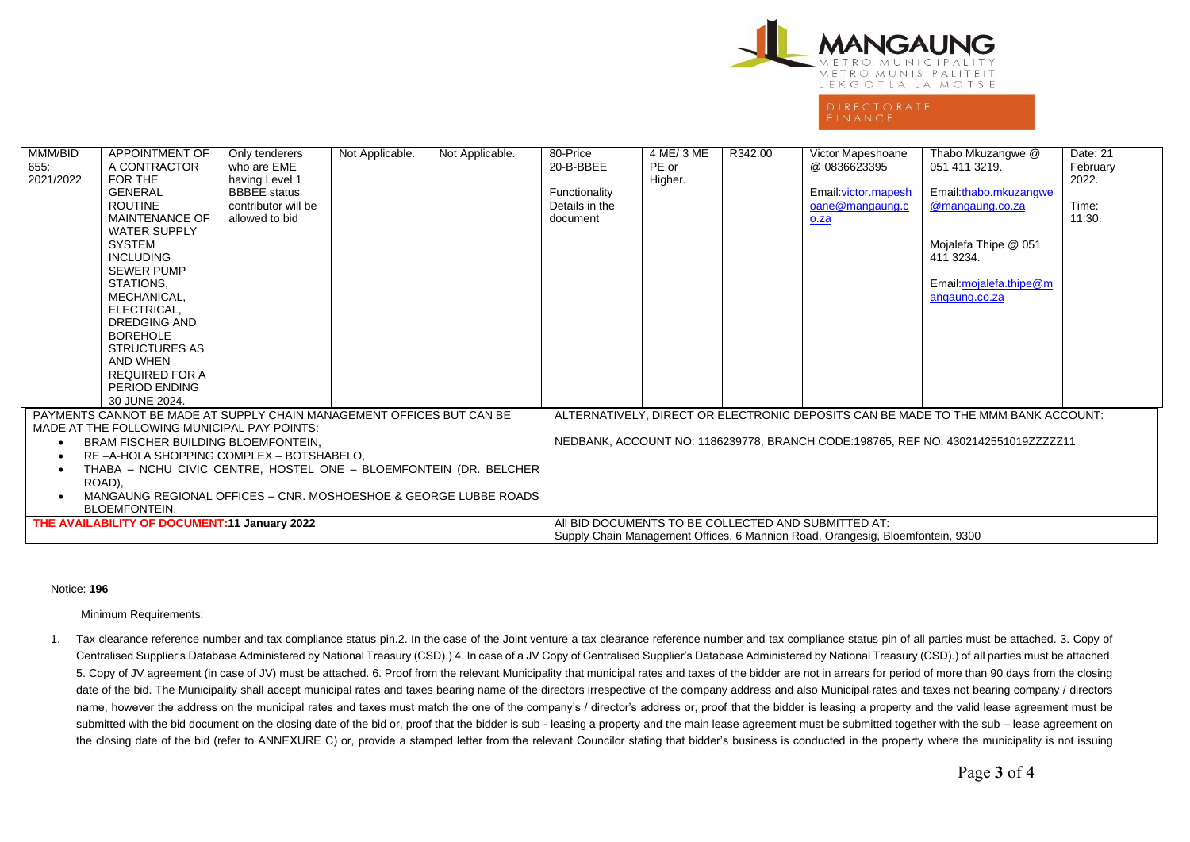| MMM/BID 655: 2021/2022 | APPOINTMENT OF A CONTRACTOR FOR THE GENERAL ROUTINE MAINTENANCE OF WATER SUPPLY SYSTEM INCLUDING SEWER PUMP STATIONS, MECHANICAL, ELECTRICAL, DREDGING AND BOREHOLE STRUCTURES AS AND WHEN REQUIRED FOR A PERIOD ENDING 30 JUNE 2024. | Only tenderers who are EME having Level 1 BBBEE status contributor will be allowed to bid | Not Applicable. | Not Applicable. | 80-Price 20-B-BBEE Functionality Details in the document | 4 ME/ 3 ME PE or Higher. | R342.00 | Victor Mapeshoane @ 0836623395 Email:victor.mapeshoane@mangaung.co.za | Thabo Mkuzangwe @ 051 411 3219. Email:thabo.mkuzangwe@mangaung.co.za Mojalefa Thipe @ 051 411 3234. Email:mojalefa.thipe@mangaung.co.za | Date: 21 February 2022. Time: 11:30. |
|---|---|---|---|---|---|---|---|---|---|---|

| | |
|---|---|
| PAYMENTS CANNOT BE MADE AT SUPPLY CHAIN MANAGEMENT OFFICES BUT CAN BE MADE AT THE FOLLOWING MUNICIPAL PAY POINTS: • BRAM FISCHER BUILDING BLOEMFONTEIN, • RE –A-HOLA SHOPPING COMPLEX – BOTSHABELO, • THABA – NCHU CIVIC CENTRE, HOSTEL ONE – BLOEMFONTEIN (DR. BELCHER ROAD), • MANGAUNG REGIONAL OFFICES – CNR. MOSHOESHOE & GEORGE LUBBE ROADS BLOEMFONTEIN. | ALTERNATIVELY, DIRECT OR ELECTRONIC DEPOSITS CAN BE MADE TO THE MMM BANK ACCOUNT: NEDBANK, ACCOUNT NO: 1186239778, BRANCH CODE:198765, REF NO: 4302142551019ZZZZZ11 |
| **THE AVAILABILITY OF DOCUMENT:11 January 2022** | All BID DOCUMENTS TO BE COLLECTED AND SUBMITTED AT: Supply Chain Management Offices, 6 Mannion Road, Orangesig, Bloemfontein, 9300 |

Notice: **196**

Minimum Requirements:

1. Tax clearance reference number and tax compliance status pin.2. In the case of the Joint venture a tax clearance reference number and tax compliance status pin of all parties must be attached. 3. Copy of Centralised Supplier's Database Administered by National Treasury (CSD).) 4. In case of a JV Copy of Centralised Supplier's Database Administered by National Treasury (CSD).) of all parties must be attached. 5. Copy of JV agreement (in case of JV) must be attached. 6. Proof from the relevant Municipality that municipal rates and taxes of the bidder are not in arrears for period of more than 90 days from the closing date of the bid. The Municipality shall accept municipal rates and taxes bearing name of the directors irrespective of the company address and also Municipal rates and taxes not bearing company / directors name, however the address on the municipal rates and taxes must match the one of the company's / director's address or, proof that the bidder is leasing a property and the valid lease agreement must be submitted with the bid document on the closing date of the bid or, proof that the bidder is sub - leasing a property and the main lease agreement must be submitted together with the sub – lease agreement on the closing date of the bid (refer to ANNEXURE C) or, provide a stamped letter from the relevant Councilor stating that bidder's business is conducted in the property where the municipality is not issuing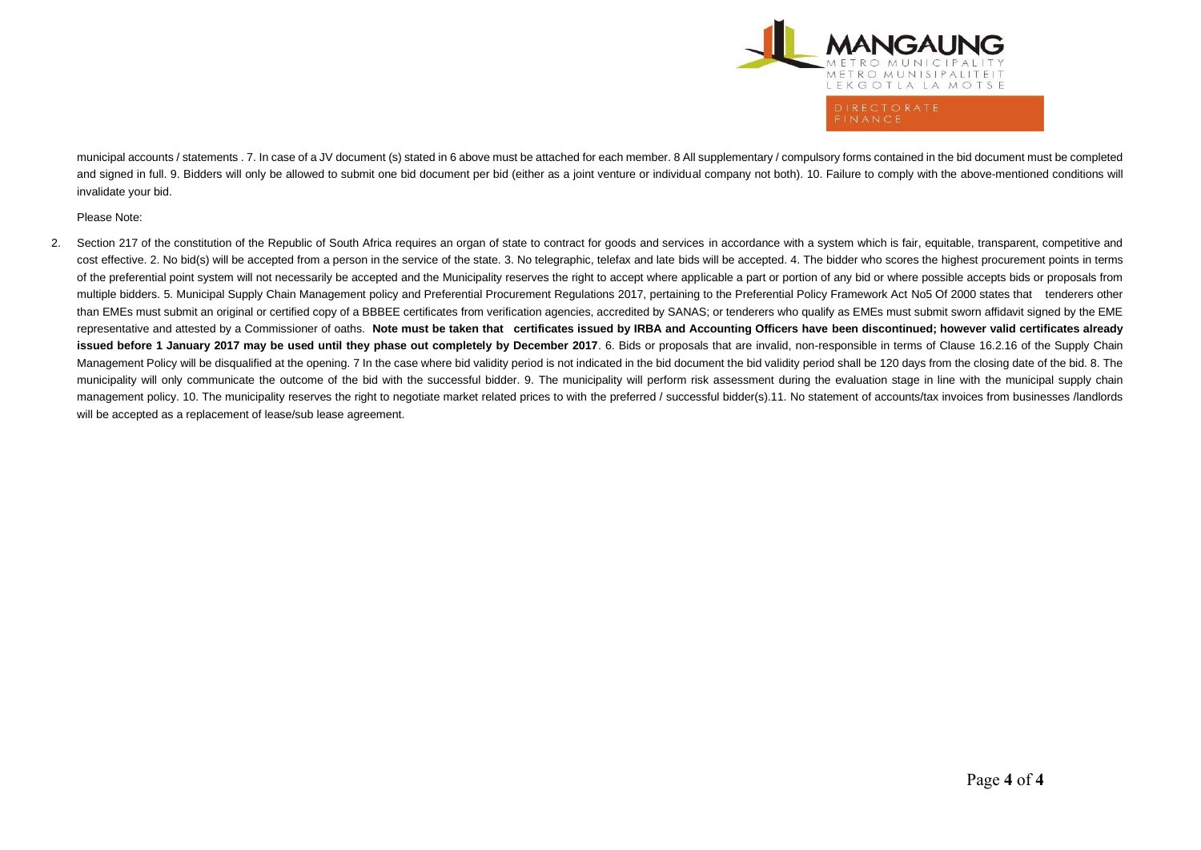municipal accounts / statements . 7. In case of a JV document (s) stated in 6 above must be attached for each member. 8 All supplementary / compulsory forms contained in the bid document must be completed and signed in full. 9. Bidders will only be allowed to submit one bid document per bid (either as a joint venture or individual company not both). 10. Failure to comply with the above-mentioned conditions will invalidate your bid.

Please Note:

2. Section 217 of the constitution of the Republic of South Africa requires an organ of state to contract for goods and services in accordance with a system which is fair, equitable, transparent, competitive and cost effective. 2. No bid(s) will be accepted from a person in the service of the state. 3. No telegraphic, telefax and late bids will be accepted. 4. The bidder who scores the highest procurement points in terms of the preferential point system will not necessarily be accepted and the Municipality reserves the right to accept where applicable a part or portion of any bid or where possible accepts bids or proposals from multiple bidders. 5. Municipal Supply Chain Management policy and Preferential Procurement Regulations 2017, pertaining to the Preferential Policy Framework Act No5 Of 2000 states that tenderers other than EMEs must submit an original or certified copy of a BBBEE certificates from verification agencies, accredited by SANAS; or tenderers who qualify as EMEs must submit sworn affidavit signed by the EME representative and attested by a Commissioner of oaths. **Note must be taken that certificates issued by IRBA and Accounting Officers have been discontinued; however valid certificates already issued before 1 January 2017 may be used until they phase out completely by December 2017**. 6. Bids or proposals that are invalid, non-responsible in terms of Clause 16.2.16 of the Supply Chain Management Policy will be disqualified at the opening. 7 In the case where bid validity period is not indicated in the bid document the bid validity period shall be 120 days from the closing date of the bid. 8. The municipality will only communicate the outcome of the bid with the successful bidder. 9. The municipality will perform risk assessment during the evaluation stage in line with the municipal supply chain management policy. 10. The municipality reserves the right to negotiate market related prices to with the preferred / successful bidder(s).11. No statement of accounts/tax invoices from businesses /landlords will be accepted as a replacement of lease/sub lease agreement.